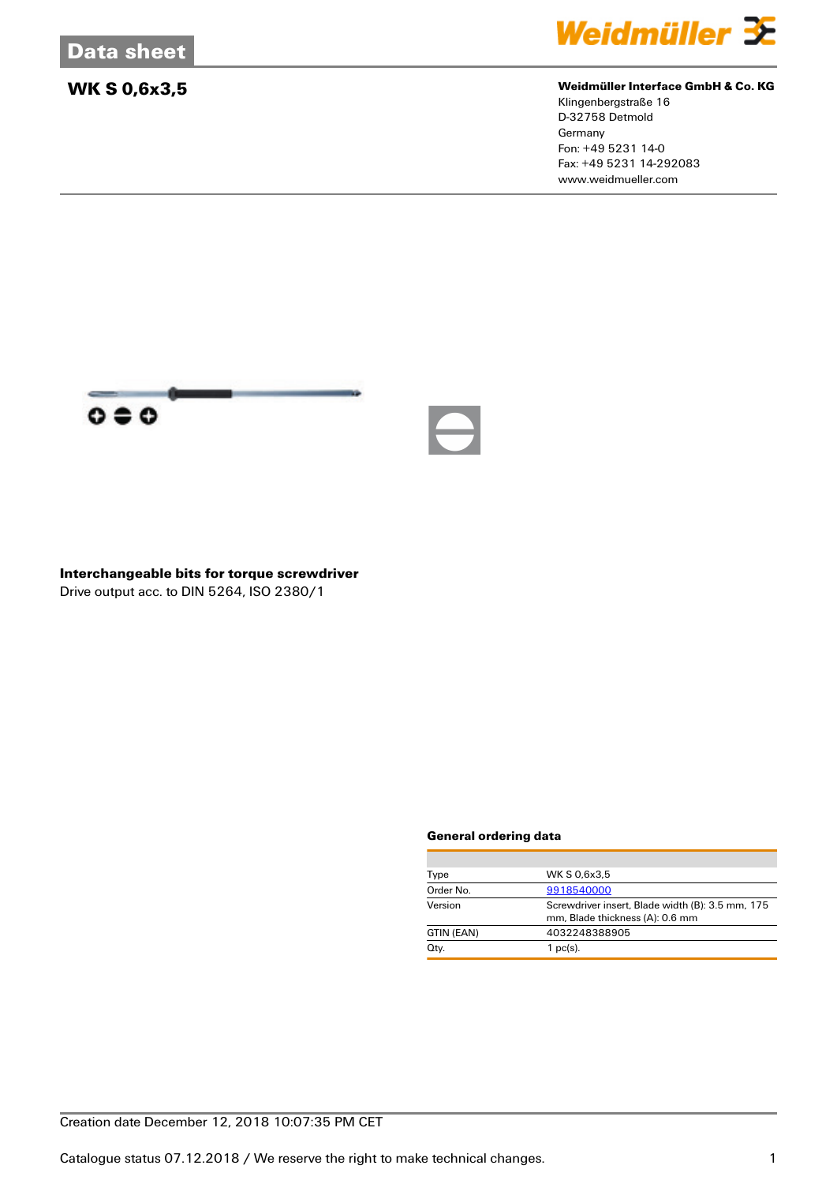# WK S 0,6x3,5

**Weidmüller Interface GmbH & Co. KG**
Klingenbergstraße 16
D-32758 Detmold
Germany
Fon: +49 5231 14-0
Fax: +49 5231 14-292083
www.weidmueller.com

**Interchangeable bits for torque screwdriver**
Drive output acc. to DIN 5264, ISO 2380/1

### General ordering data

| | |
|---|---|
| Type | WK S 0,6x3,5 |
| Order No. | 9918540000 |
| Version | Screwdriver insert, Blade width (B): 3.5 mm, 175 mm, Blade thickness (A): 0.6 mm |
| GTIN (EAN) | 4032248388905 |
| Qty. | 1 pc(s). |

Creation date December 12, 2018 10:07:35 PM CET

Catalogue status 07.12.2018 / We reserve the right to make technical changes.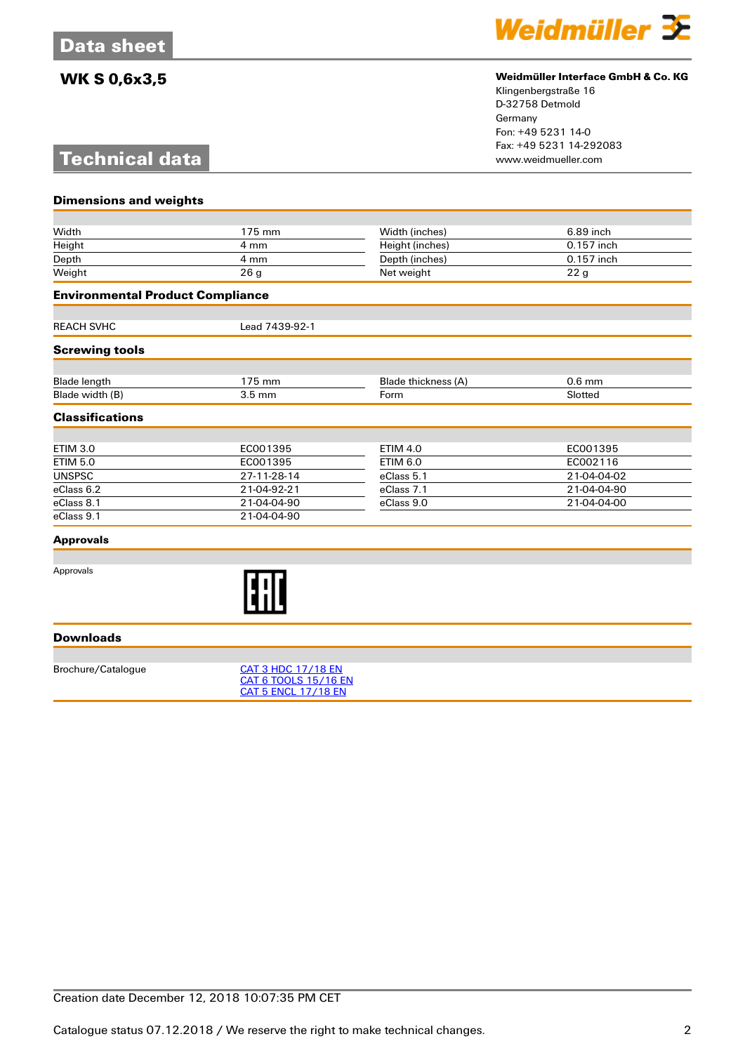Data sheet

# WK S 0,6x3,5

Weidmüller Interface GmbH & Co. KG
Klingenbergstraße 16
D-32758 Detmold
Germany
Fon: +49 5231 14-0
Fax: +49 5231 14-292083
www.weidmueller.com

## Technical data

### Dimensions and weights

| | | | |
|---|---|---|---|
| Width | 175 mm | Width (inches) | 6.89 inch |
| Height | 4 mm | Height (inches) | 0.157 inch |
| Depth | 4 mm | Depth (inches) | 0.157 inch |
| Weight | 26 g | Net weight | 22 g |

### Environmental Product Compliance

| | |
|---|---|
| REACH SVHC | Lead 7439-92-1 |

### Screwing tools

| | | | |
|---|---|---|---|
| Blade length | 175 mm | Blade thickness (A) | 0.6 mm |
| Blade width (B) | 3.5 mm | Form | Slotted |

### Classifications

| | | | |
|---|---|---|---|
| ETIM 3.0 | EC001395 | ETIM 4.0 | EC001395 |
| ETIM 5.0 | EC001395 | ETIM 6.0 | EC002116 |
| UNSPSC | 27-11-28-14 | eClass 5.1 | 21-04-04-02 |
| eClass 6.2 | 21-04-92-21 | eClass 7.1 | 21-04-04-90 |
| eClass 8.1 | 21-04-04-90 | eClass 9.0 | 21-04-04-00 |
| eClass 9.1 | 21-04-04-90 | | |

### Approvals

Approvals

EAC

### Downloads

| | |
|---|---|
| Brochure/Catalogue | CAT 3 HDC 17/18 EN<br>CAT 6 TOOLS 15/16 EN<br>CAT 5 ENCL 17/18 EN |

Creation date December 12, 2018 10:07:35 PM CET

Catalogue status 07.12.2018 / We reserve the right to make technical changes.